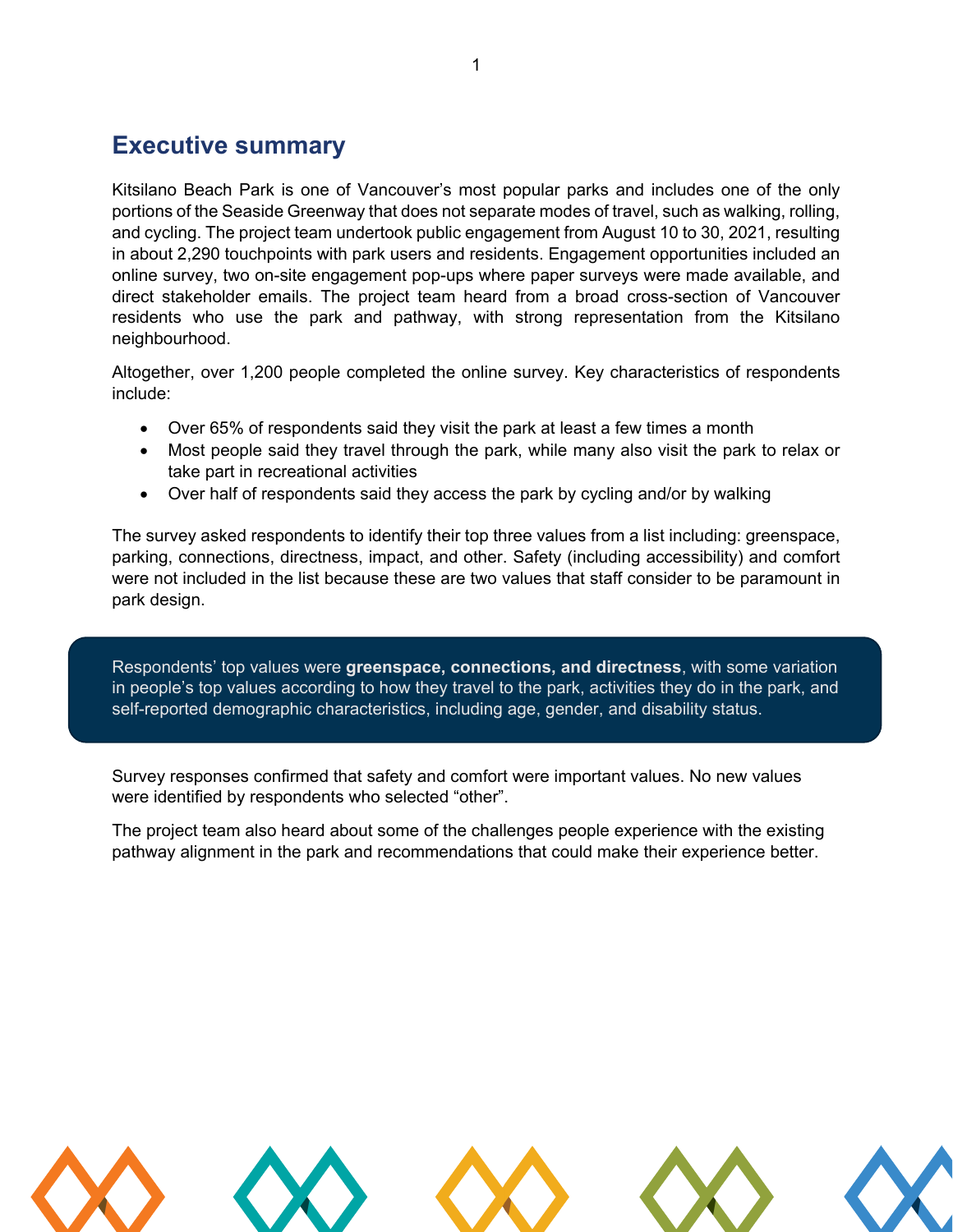## Executive summary

Kitsilano Beach Park is one of Vancouver's most popular parks and includes one of the only portions of the Seaside Greenway that does not separate modes of travel, such as walking, rolling, and cycling. The project team undertook public engagement from August 10 to 30, 2021, resulting in about 2,290 touchpoints with park users and residents. Engagement opportunities included an online survey, two on-site engagement pop-ups where paper surveys were made available, and direct stakeholder emails. The project team heard from a broad cross-section of Vancouver residents who use the park and pathway, with strong representation from the Kitsilano neighbourhood.

Altogether, over 1,200 people completed the online survey. Key characteristics of respondents include:

- Over 65% of respondents said they visit the park at least a few times a month
- Most people said they travel through the park, while many also visit the park to relax or take part in recreational activities
- Over half of respondents said they access the park by cycling and/or by walking

The survey asked respondents to identify their top three values from a list including: greenspace, parking, connections, directness, impact, and other. Safety (including accessibility) and comfort were not included in the list because these are two values that staff consider to be paramount in park design.

> Respondents' top values were **greenspace, connections, and directness**, with some variation in people's top values according to how they travel to the park, activities they do in the park, and self-reported demographic characteristics, including age, gender, and disability status.

Survey responses confirmed that safety and comfort were important values. No new values were identified by respondents who selected "other".

The project team also heard about some of the challenges people experience with the existing pathway alignment in the park and recommendations that could make their experience better.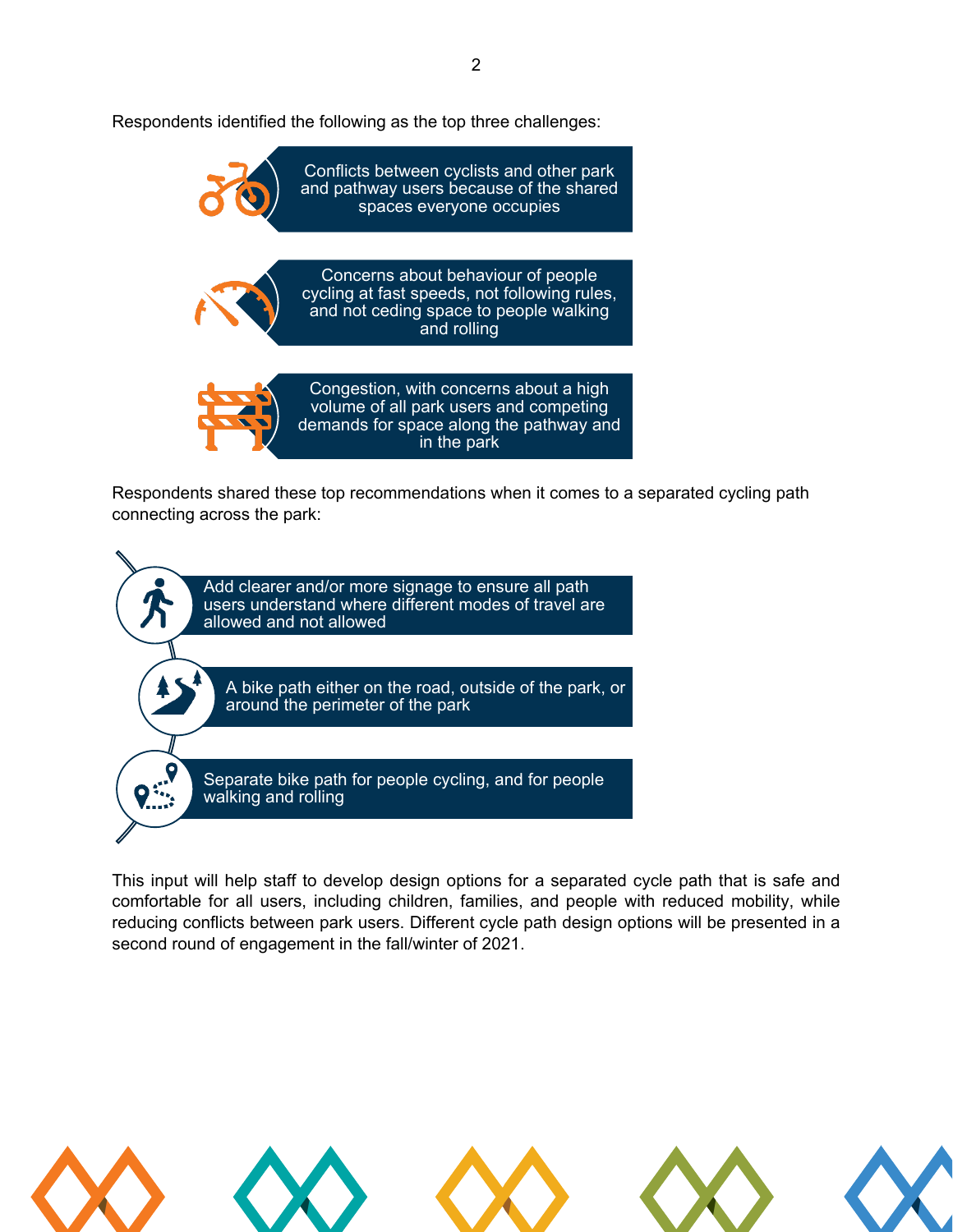Respondents identified the following as the top three challenges:

- Conflicts between cyclists and other park and pathway users because of the shared spaces everyone occupies
- Concerns about behaviour of people cycling at fast speeds, not following rules, and not ceding space to people walking and rolling
- Congestion, with concerns about a high volume of all park users and competing demands for space along the pathway and in the park

Respondents shared these top recommendations when it comes to a separated cycling path connecting across the park:

- Add clearer and/or more signage to ensure all path users understand where different modes of travel are allowed and not allowed
- A bike path either on the road, outside of the park, or around the perimeter of the park
- Separate bike path for people cycling, and for people walking and rolling

This input will help staff to develop design options for a separated cycle path that is safe and comfortable for all users, including children, families, and people with reduced mobility, while reducing conflicts between park users. Different cycle path design options will be presented in a second round of engagement in the fall/winter of 2021.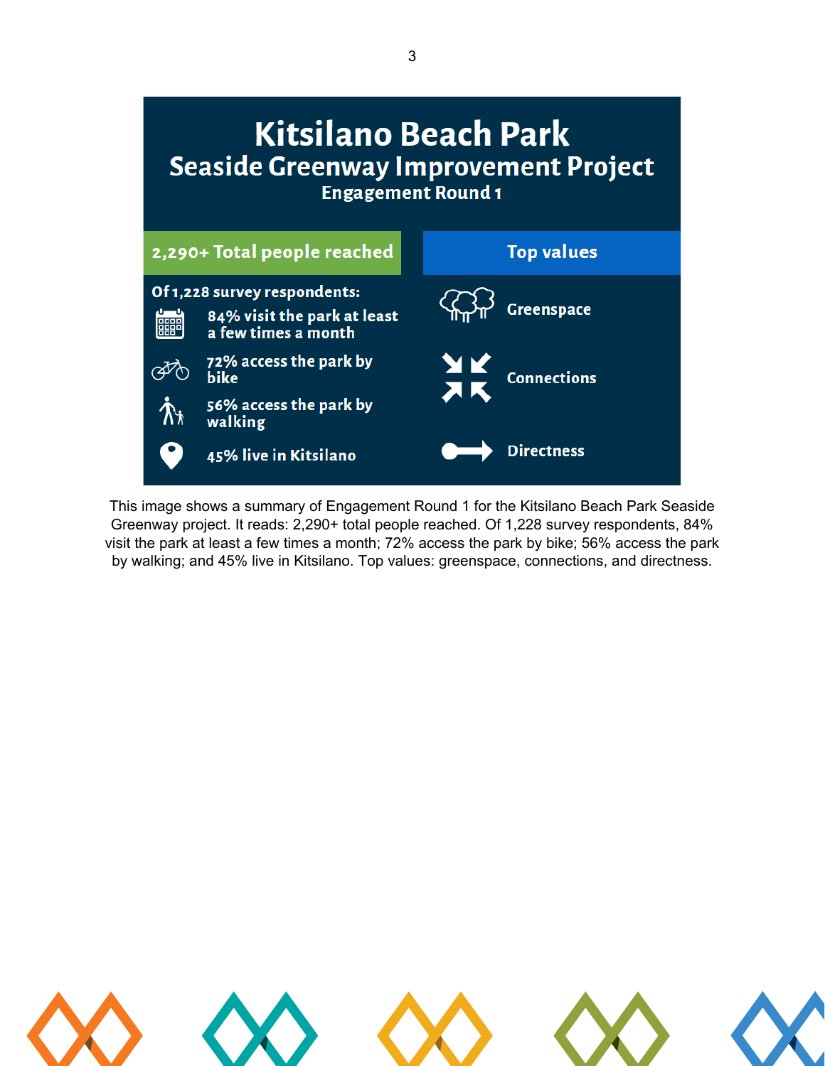# Kitsilano Beach Park

## Seaside Greenway Improvement Project

### Engagement Round 1

**2,290+ Total people reached**

**Of 1,228 survey respondents:**

- 84% visit the park at least a few times a month
- 72% access the park by bike
- 56% access the park by walking
- 45% live in Kitsilano

**Top values**

- Greenspace
- Connections
- Directness

This image shows a summary of Engagement Round 1 for the Kitsilano Beach Park Seaside Greenway project. It reads: 2,290+ total people reached. Of 1,228 survey respondents, 84% visit the park at least a few times a month; 72% access the park by bike; 56% access the park by walking; and 45% live in Kitsilano. Top values: greenspace, connections, and directness.